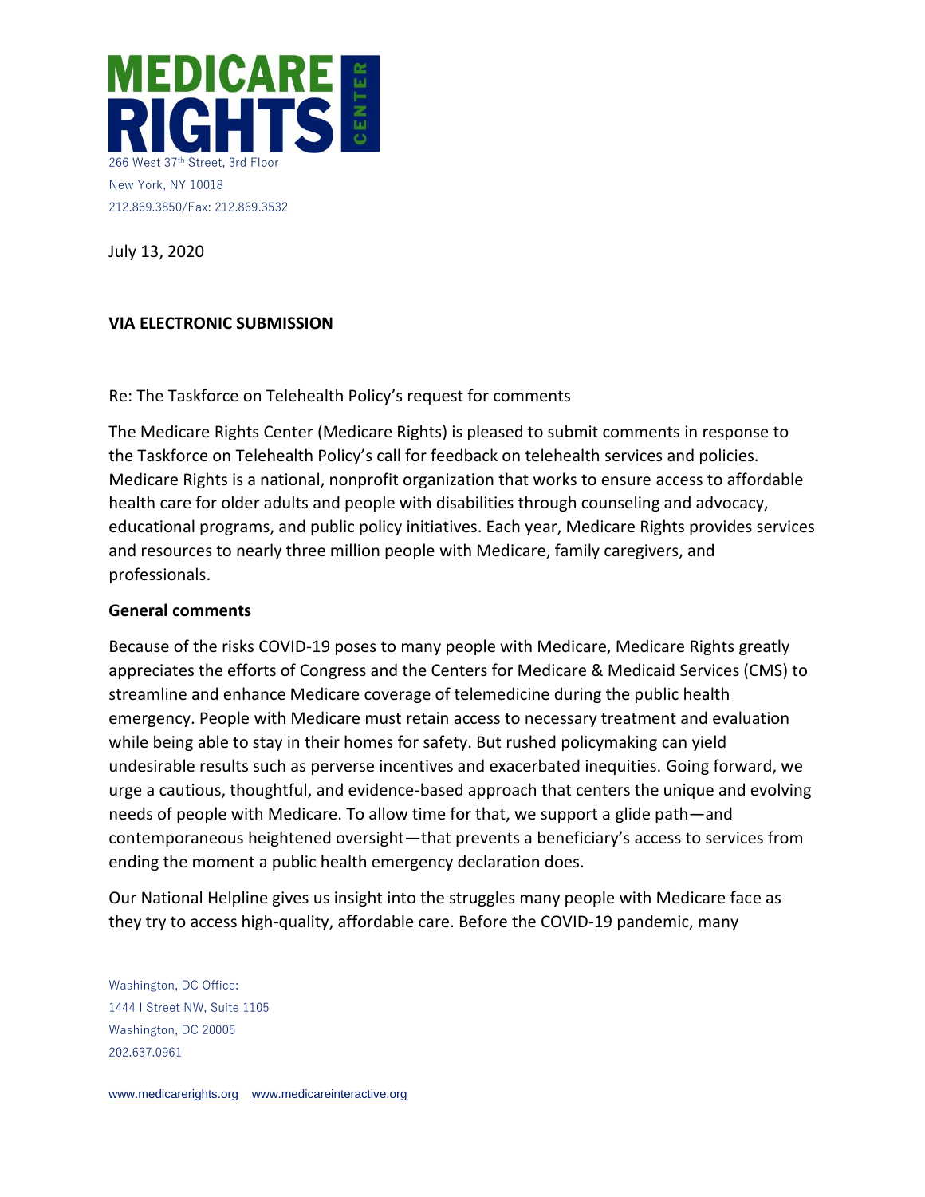266 West 37th Street, 3rd Floor
New York, NY 10018
212.869.3850/Fax: 212.869.3532

July 13, 2020

**VIA ELECTRONIC SUBMISSION**

Re: The Taskforce on Telehealth Policy's request for comments

The Medicare Rights Center (Medicare Rights) is pleased to submit comments in response to the Taskforce on Telehealth Policy's call for feedback on telehealth services and policies. Medicare Rights is a national, nonprofit organization that works to ensure access to affordable health care for older adults and people with disabilities through counseling and advocacy, educational programs, and public policy initiatives. Each year, Medicare Rights provides services and resources to nearly three million people with Medicare, family caregivers, and professionals.

**General comments**

Because of the risks COVID-19 poses to many people with Medicare, Medicare Rights greatly appreciates the efforts of Congress and the Centers for Medicare & Medicaid Services (CMS) to streamline and enhance Medicare coverage of telemedicine during the public health emergency. People with Medicare must retain access to necessary treatment and evaluation while being able to stay in their homes for safety. But rushed policymaking can yield undesirable results such as perverse incentives and exacerbated inequities. Going forward, we urge a cautious, thoughtful, and evidence-based approach that centers the unique and evolving needs of people with Medicare. To allow time for that, we support a glide path—and contemporaneous heightened oversight—that prevents a beneficiary's access to services from ending the moment a public health emergency declaration does.

Our National Helpline gives us insight into the struggles many people with Medicare face as they try to access high-quality, affordable care. Before the COVID-19 pandemic, many

Washington, DC Office:
1444 I Street NW, Suite 1105
Washington, DC 20005
202.637.0961

www.medicarerights.org www.medicareinteractive.org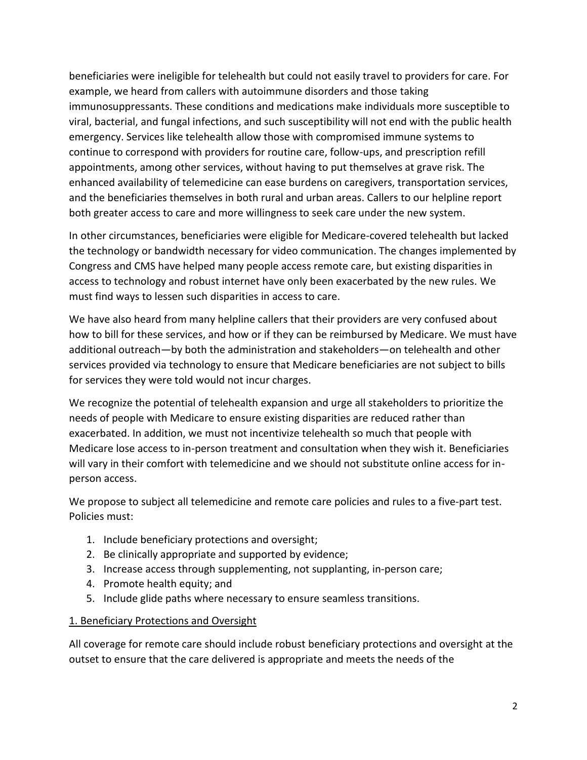beneficiaries were ineligible for telehealth but could not easily travel to providers for care. For example, we heard from callers with autoimmune disorders and those taking immunosuppressants. These conditions and medications make individuals more susceptible to viral, bacterial, and fungal infections, and such susceptibility will not end with the public health emergency. Services like telehealth allow those with compromised immune systems to continue to correspond with providers for routine care, follow-ups, and prescription refill appointments, among other services, without having to put themselves at grave risk. The enhanced availability of telemedicine can ease burdens on caregivers, transportation services, and the beneficiaries themselves in both rural and urban areas. Callers to our helpline report both greater access to care and more willingness to seek care under the new system.

In other circumstances, beneficiaries were eligible for Medicare-covered telehealth but lacked the technology or bandwidth necessary for video communication. The changes implemented by Congress and CMS have helped many people access remote care, but existing disparities in access to technology and robust internet have only been exacerbated by the new rules. We must find ways to lessen such disparities in access to care.

We have also heard from many helpline callers that their providers are very confused about how to bill for these services, and how or if they can be reimbursed by Medicare. We must have additional outreach—by both the administration and stakeholders—on telehealth and other services provided via technology to ensure that Medicare beneficiaries are not subject to bills for services they were told would not incur charges.

We recognize the potential of telehealth expansion and urge all stakeholders to prioritize the needs of people with Medicare to ensure existing disparities are reduced rather than exacerbated. In addition, we must not incentivize telehealth so much that people with Medicare lose access to in-person treatment and consultation when they wish it. Beneficiaries will vary in their comfort with telemedicine and we should not substitute online access for in-person access.

We propose to subject all telemedicine and remote care policies and rules to a five-part test. Policies must:

1. Include beneficiary protections and oversight;
2. Be clinically appropriate and supported by evidence;
3. Increase access through supplementing, not supplanting, in-person care;
4. Promote health equity; and
5. Include glide paths where necessary to ensure seamless transitions.

<u>1. Beneficiary Protections and Oversight</u>

All coverage for remote care should include robust beneficiary protections and oversight at the outset to ensure that the care delivered is appropriate and meets the needs of the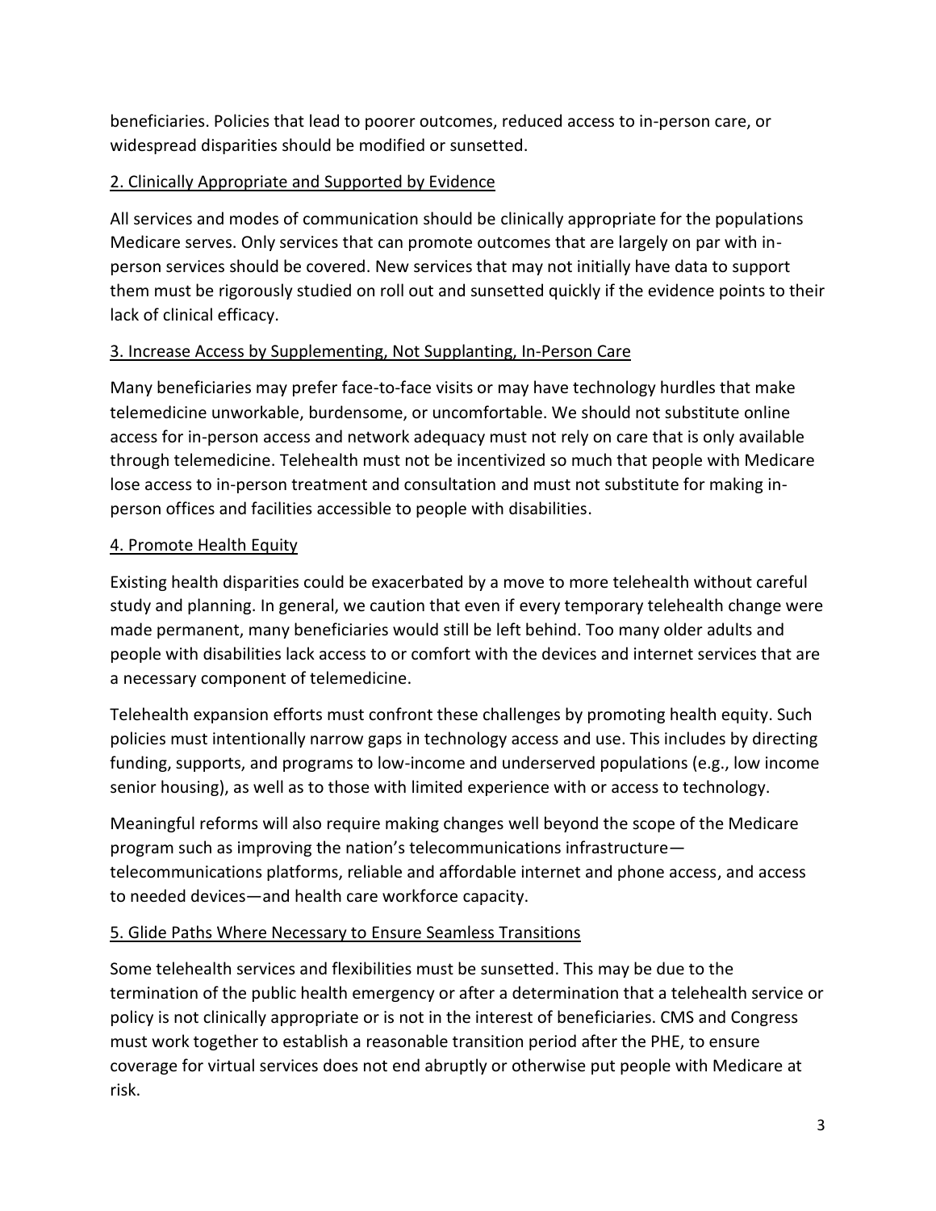beneficiaries. Policies that lead to poorer outcomes, reduced access to in-person care, or widespread disparities should be modified or sunsetted.

### 2. Clinically Appropriate and Supported by Evidence

All services and modes of communication should be clinically appropriate for the populations Medicare serves. Only services that can promote outcomes that are largely on par with in-person services should be covered. New services that may not initially have data to support them must be rigorously studied on roll out and sunsetted quickly if the evidence points to their lack of clinical efficacy.

### 3. Increase Access by Supplementing, Not Supplanting, In-Person Care

Many beneficiaries may prefer face-to-face visits or may have technology hurdles that make telemedicine unworkable, burdensome, or uncomfortable. We should not substitute online access for in-person access and network adequacy must not rely on care that is only available through telemedicine. Telehealth must not be incentivized so much that people with Medicare lose access to in-person treatment and consultation and must not substitute for making in-person offices and facilities accessible to people with disabilities.

### 4. Promote Health Equity

Existing health disparities could be exacerbated by a move to more telehealth without careful study and planning. In general, we caution that even if every temporary telehealth change were made permanent, many beneficiaries would still be left behind. Too many older adults and people with disabilities lack access to or comfort with the devices and internet services that are a necessary component of telemedicine.

Telehealth expansion efforts must confront these challenges by promoting health equity. Such policies must intentionally narrow gaps in technology access and use. This includes by directing funding, supports, and programs to low-income and underserved populations (e.g., low income senior housing), as well as to those with limited experience with or access to technology.

Meaningful reforms will also require making changes well beyond the scope of the Medicare program such as improving the nation's telecommunications infrastructure—telecommunications platforms, reliable and affordable internet and phone access, and access to needed devices—and health care workforce capacity.

### 5. Glide Paths Where Necessary to Ensure Seamless Transitions

Some telehealth services and flexibilities must be sunsetted. This may be due to the termination of the public health emergency or after a determination that a telehealth service or policy is not clinically appropriate or is not in the interest of beneficiaries. CMS and Congress must work together to establish a reasonable transition period after the PHE, to ensure coverage for virtual services does not end abruptly or otherwise put people with Medicare at risk.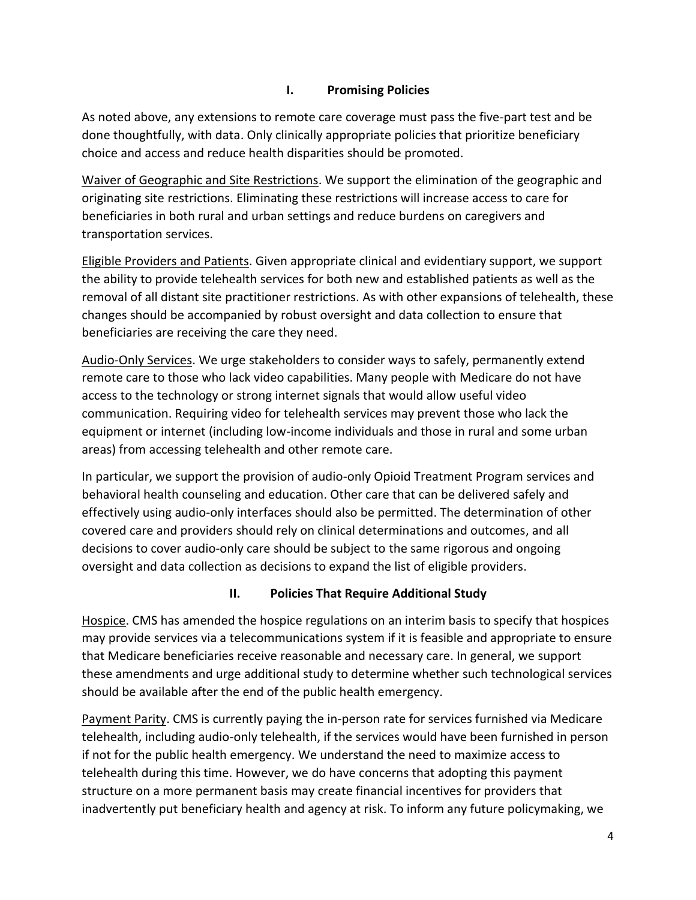## I. Promising Policies

As noted above, any extensions to remote care coverage must pass the five-part test and be done thoughtfully, with data. Only clinically appropriate policies that prioritize beneficiary choice and access and reduce health disparities should be promoted.

Waiver of Geographic and Site Restrictions. We support the elimination of the geographic and originating site restrictions. Eliminating these restrictions will increase access to care for beneficiaries in both rural and urban settings and reduce burdens on caregivers and transportation services.

Eligible Providers and Patients. Given appropriate clinical and evidentiary support, we support the ability to provide telehealth services for both new and established patients as well as the removal of all distant site practitioner restrictions. As with other expansions of telehealth, these changes should be accompanied by robust oversight and data collection to ensure that beneficiaries are receiving the care they need.

Audio-Only Services. We urge stakeholders to consider ways to safely, permanently extend remote care to those who lack video capabilities. Many people with Medicare do not have access to the technology or strong internet signals that would allow useful video communication. Requiring video for telehealth services may prevent those who lack the equipment or internet (including low-income individuals and those in rural and some urban areas) from accessing telehealth and other remote care.

In particular, we support the provision of audio-only Opioid Treatment Program services and behavioral health counseling and education. Other care that can be delivered safely and effectively using audio-only interfaces should also be permitted. The determination of other covered care and providers should rely on clinical determinations and outcomes, and all decisions to cover audio-only care should be subject to the same rigorous and ongoing oversight and data collection as decisions to expand the list of eligible providers.

## II. Policies That Require Additional Study

Hospice. CMS has amended the hospice regulations on an interim basis to specify that hospices may provide services via a telecommunications system if it is feasible and appropriate to ensure that Medicare beneficiaries receive reasonable and necessary care. In general, we support these amendments and urge additional study to determine whether such technological services should be available after the end of the public health emergency.

Payment Parity. CMS is currently paying the in-person rate for services furnished via Medicare telehealth, including audio-only telehealth, if the services would have been furnished in person if not for the public health emergency. We understand the need to maximize access to telehealth during this time. However, we do have concerns that adopting this payment structure on a more permanent basis may create financial incentives for providers that inadvertently put beneficiary health and agency at risk. To inform any future policymaking, we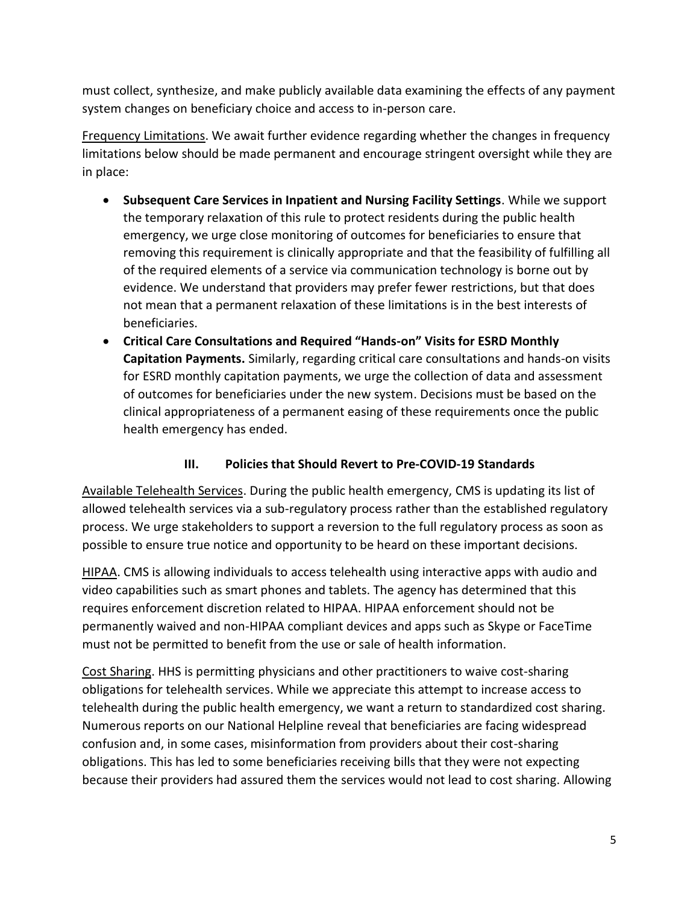must collect, synthesize, and make publicly available data examining the effects of any payment system changes on beneficiary choice and access to in-person care.

Frequency Limitations. We await further evidence regarding whether the changes in frequency limitations below should be made permanent and encourage stringent oversight while they are in place:

- **Subsequent Care Services in Inpatient and Nursing Facility Settings**. While we support the temporary relaxation of this rule to protect residents during the public health emergency, we urge close monitoring of outcomes for beneficiaries to ensure that removing this requirement is clinically appropriate and that the feasibility of fulfilling all of the required elements of a service via communication technology is borne out by evidence. We understand that providers may prefer fewer restrictions, but that does not mean that a permanent relaxation of these limitations is in the best interests of beneficiaries.
- **Critical Care Consultations and Required "Hands-on" Visits for ESRD Monthly Capitation Payments.** Similarly, regarding critical care consultations and hands-on visits for ESRD monthly capitation payments, we urge the collection of data and assessment of outcomes for beneficiaries under the new system. Decisions must be based on the clinical appropriateness of a permanent easing of these requirements once the public health emergency has ended.

## III. Policies that Should Revert to Pre-COVID-19 Standards

Available Telehealth Services. During the public health emergency, CMS is updating its list of allowed telehealth services via a sub-regulatory process rather than the established regulatory process. We urge stakeholders to support a reversion to the full regulatory process as soon as possible to ensure true notice and opportunity to be heard on these important decisions.

HIPAA. CMS is allowing individuals to access telehealth using interactive apps with audio and video capabilities such as smart phones and tablets. The agency has determined that this requires enforcement discretion related to HIPAA. HIPAA enforcement should not be permanently waived and non-HIPAA compliant devices and apps such as Skype or FaceTime must not be permitted to benefit from the use or sale of health information.

Cost Sharing. HHS is permitting physicians and other practitioners to waive cost-sharing obligations for telehealth services. While we appreciate this attempt to increase access to telehealth during the public health emergency, we want a return to standardized cost sharing. Numerous reports on our National Helpline reveal that beneficiaries are facing widespread confusion and, in some cases, misinformation from providers about their cost-sharing obligations. This has led to some beneficiaries receiving bills that they were not expecting because their providers had assured them the services would not lead to cost sharing. Allowing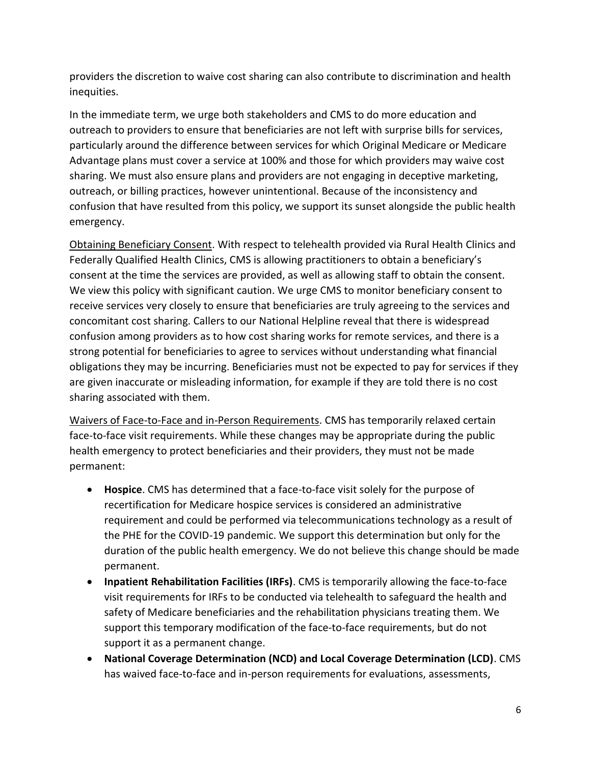providers the discretion to waive cost sharing can also contribute to discrimination and health inequities.

In the immediate term, we urge both stakeholders and CMS to do more education and outreach to providers to ensure that beneficiaries are not left with surprise bills for services, particularly around the difference between services for which Original Medicare or Medicare Advantage plans must cover a service at 100% and those for which providers may waive cost sharing. We must also ensure plans and providers are not engaging in deceptive marketing, outreach, or billing practices, however unintentional. Because of the inconsistency and confusion that have resulted from this policy, we support its sunset alongside the public health emergency.

<u>Obtaining Beneficiary Consent</u>. With respect to telehealth provided via Rural Health Clinics and Federally Qualified Health Clinics, CMS is allowing practitioners to obtain a beneficiary's consent at the time the services are provided, as well as allowing staff to obtain the consent. We view this policy with significant caution. We urge CMS to monitor beneficiary consent to receive services very closely to ensure that beneficiaries are truly agreeing to the services and concomitant cost sharing. Callers to our National Helpline reveal that there is widespread confusion among providers as to how cost sharing works for remote services, and there is a strong potential for beneficiaries to agree to services without understanding what financial obligations they may be incurring. Beneficiaries must not be expected to pay for services if they are given inaccurate or misleading information, for example if they are told there is no cost sharing associated with them.

<u>Waivers of Face-to-Face and in-Person Requirements</u>. CMS has temporarily relaxed certain face-to-face visit requirements. While these changes may be appropriate during the public health emergency to protect beneficiaries and their providers, they must not be made permanent:

- **Hospice**. CMS has determined that a face-to-face visit solely for the purpose of recertification for Medicare hospice services is considered an administrative requirement and could be performed via telecommunications technology as a result of the PHE for the COVID-19 pandemic. We support this determination but only for the duration of the public health emergency. We do not believe this change should be made permanent.
- **Inpatient Rehabilitation Facilities (IRFs)**. CMS is temporarily allowing the face-to-face visit requirements for IRFs to be conducted via telehealth to safeguard the health and safety of Medicare beneficiaries and the rehabilitation physicians treating them. We support this temporary modification of the face-to-face requirements, but do not support it as a permanent change.
- **National Coverage Determination (NCD) and Local Coverage Determination (LCD)**. CMS has waived face-to-face and in-person requirements for evaluations, assessments,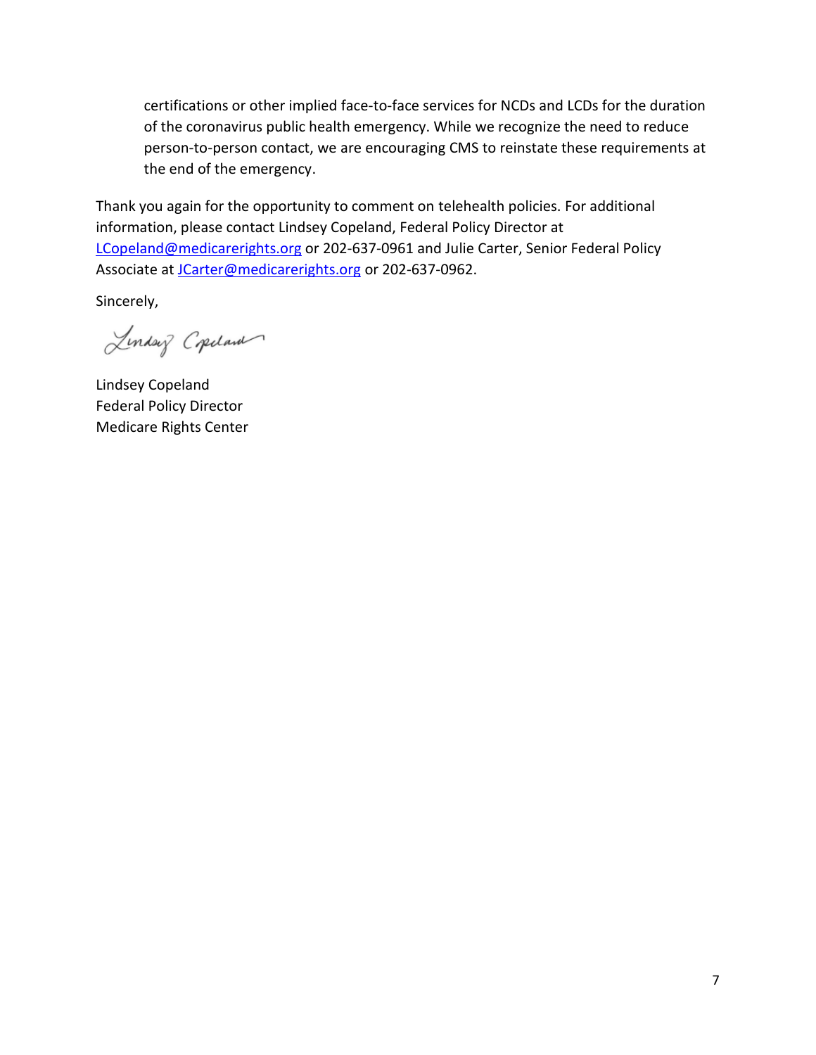certifications or other implied face-to-face services for NCDs and LCDs for the duration of the coronavirus public health emergency. While we recognize the need to reduce person-to-person contact, we are encouraging CMS to reinstate these requirements at the end of the emergency.

Thank you again for the opportunity to comment on telehealth policies. For additional information, please contact Lindsey Copeland, Federal Policy Director at LCopeland@medicarerights.org or 202-637-0961 and Julie Carter, Senior Federal Policy Associate at JCarter@medicarerights.org or 202-637-0962.

Sincerely,

Lindsey Copeland

Lindsey Copeland
Federal Policy Director
Medicare Rights Center